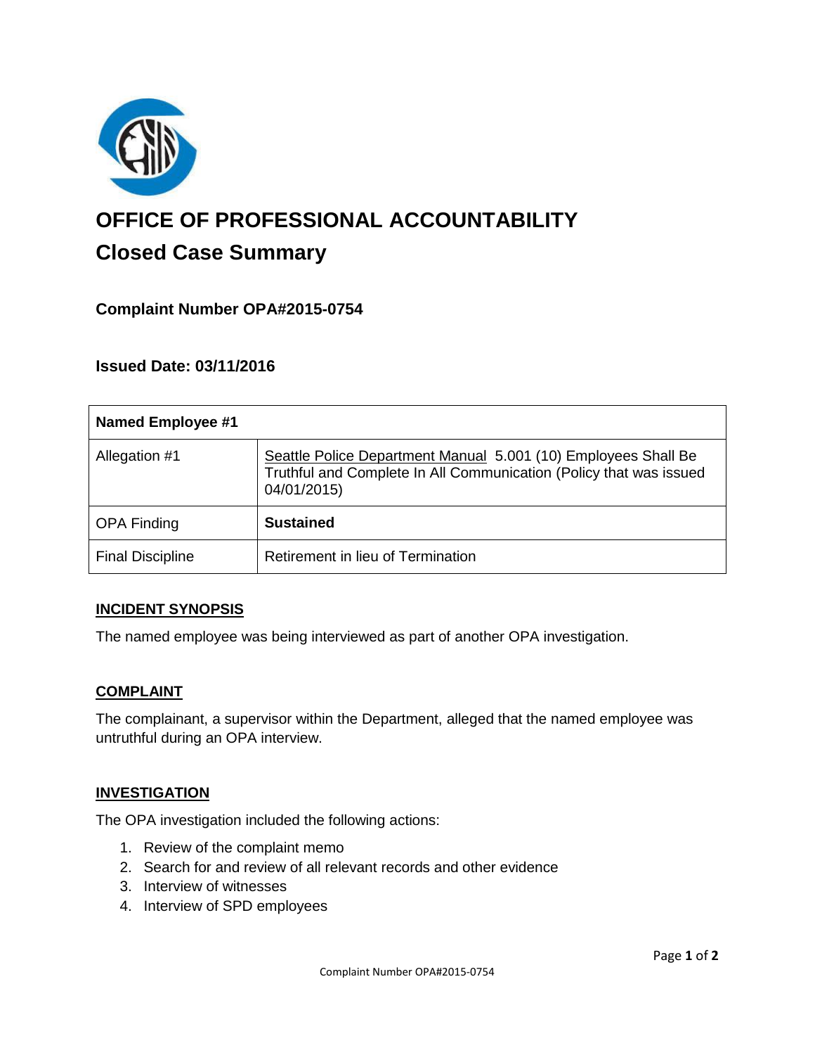# OFFICE OF PROFESSIONAL ACCOUNTABILITY

## Closed Case Summary

### Complaint Number OPA#2015-0754

### Issued Date: 03/11/2016

| Named Employee #1 | |
|---|---|
| Allegation #1 | Seattle Police Department Manual 5.001 (10) Employees Shall Be Truthful and Complete In All Communication (Policy that was issued 04/01/2015) |
| OPA Finding | **Sustained** |
| Final Discipline | Retirement in lieu of Termination |

**INCIDENT SYNOPSIS**

The named employee was being interviewed as part of another OPA investigation.

**COMPLAINT**

The complainant, a supervisor within the Department, alleged that the named employee was untruthful during an OPA interview.

**INVESTIGATION**

The OPA investigation included the following actions:

1. Review of the complaint memo
2. Search for and review of all relevant records and other evidence
3. Interview of witnesses
4. Interview of SPD employees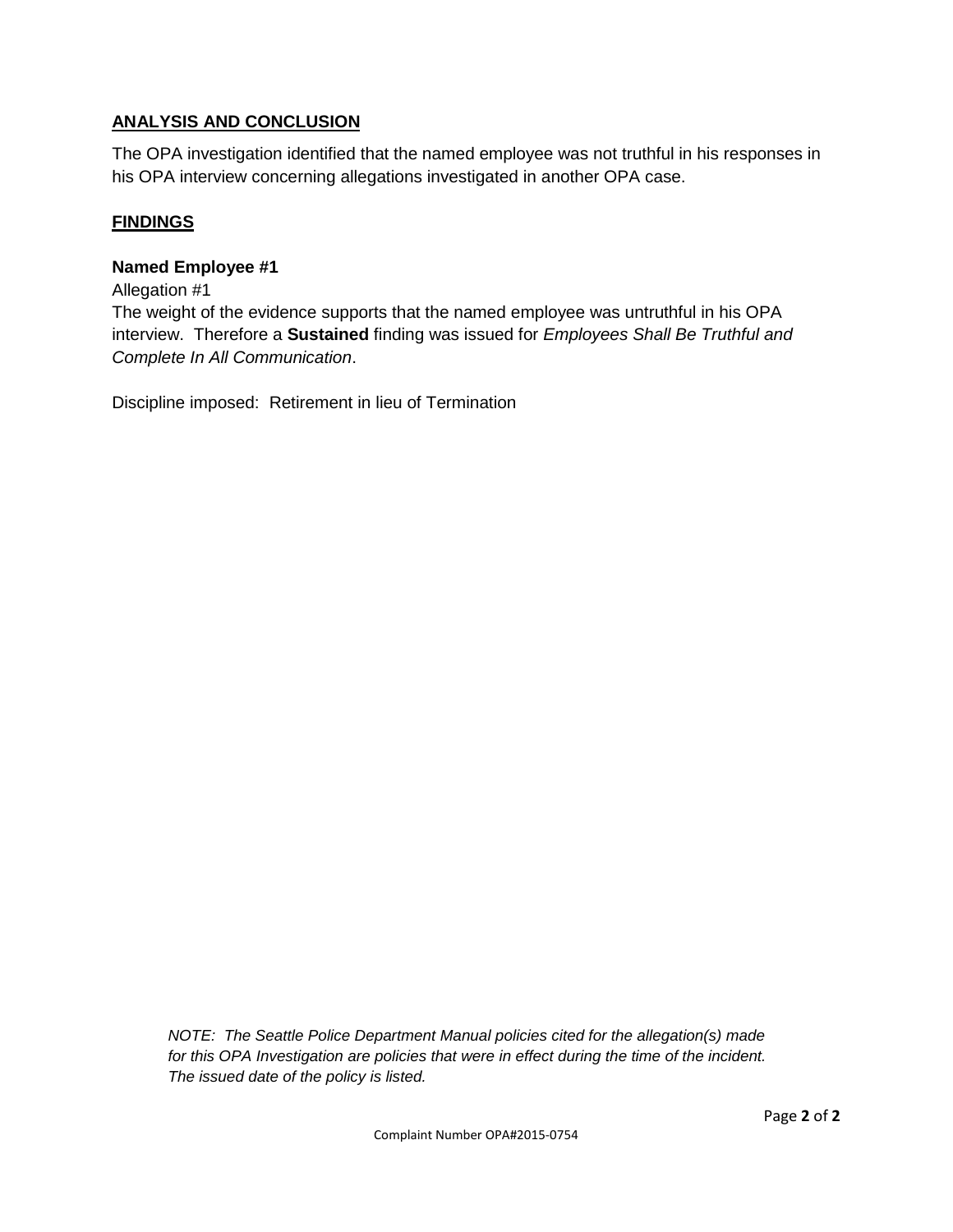## ANALYSIS AND CONCLUSION

The OPA investigation identified that the named employee was not truthful in his responses in his OPA interview concerning allegations investigated in another OPA case.

## FINDINGS

**Named Employee #1**

Allegation #1

The weight of the evidence supports that the named employee was untruthful in his OPA interview. Therefore a **Sustained** finding was issued for *Employees Shall Be Truthful and Complete In All Communication*.

Discipline imposed: Retirement in lieu of Termination

*NOTE: The Seattle Police Department Manual policies cited for the allegation(s) made for this OPA Investigation are policies that were in effect during the time of the incident. The issued date of the policy is listed.*

Complaint Number OPA#2015-0754